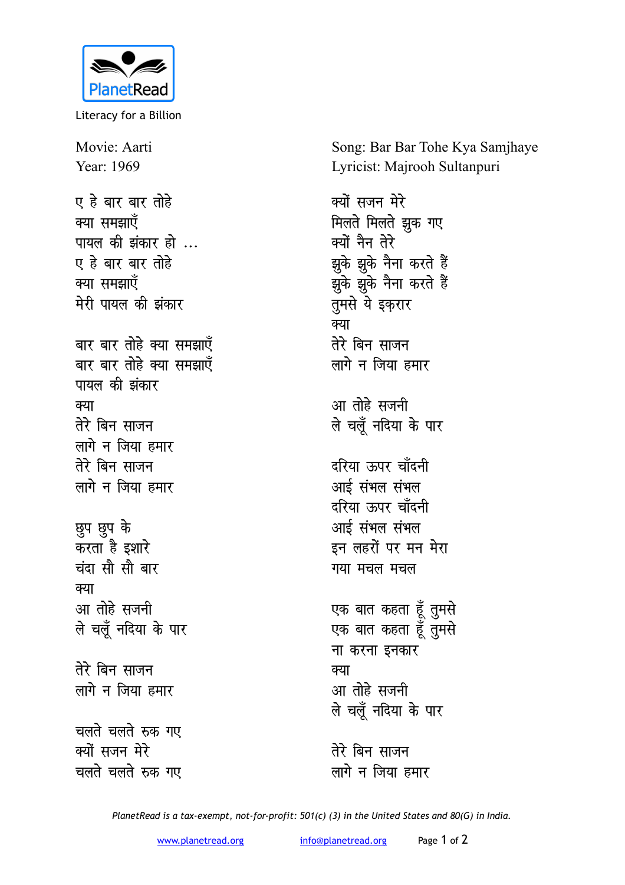PlanetRead

Literacy for a Billion

Movie: Aarti
Year: 1969

Song: Bar Bar Tohe Kya Samjhaye
Lyricist: Majrooh Sultanpuri

ए हे बार बार तोहे
क्या समझाएँ
पायल की झंकार हो ...
ए हे बार बार तोहे
क्या समझाएँ
मेरी पायल की झंकार

बार बार तोहे क्या समझाएँ
बार बार तोहे क्या समझाएँ
पायल की झंकार
क्या
तेरे बिन साजन
लागे न जिया हमार
तेरे बिन साजन
लागे न जिया हमार

छुप छुप के
करता है इशारे
चंदा सौ सौ बार
क्या
आ तोहे सजनी
ले चलूँ नदिया के पार

तेरे बिन साजन
लागे न जिया हमार

चलते चलते रुक गए
क्यों सजन मेरे
चलते चलते रुक गए
क्यों सजन मेरे
मिलते मिलते झुक गए
क्यों नैन तेरे
झुके झुके नैना करते हैं
झुके झुके नैना करते हैं
तुमसे ये इक़रार
क्या
तेरे बिन साजन
लागे न जिया हमार

आ तोहे सजनी
ले चलूँ नदिया के पार

दरिया ऊपर चाँदनी
आई संभल संभल
दरिया ऊपर चाँदनी
आई संभल संभल
इन लहरों पर मन मेरा
गया मचल मचल

एक बात कहता हूँ तुमसे
एक बात कहता हूँ तुमसे
ना करना इनकार
क्या
आ तोहे सजनी
ले चलूँ नदिया के पार

तेरे बिन साजन
लागे न जिया हमार

*PlanetRead is a tax-exempt, not-for-profit: 501(c) (3) in the United States and 80(G) in India.*

www.planetread.org info@planetread.org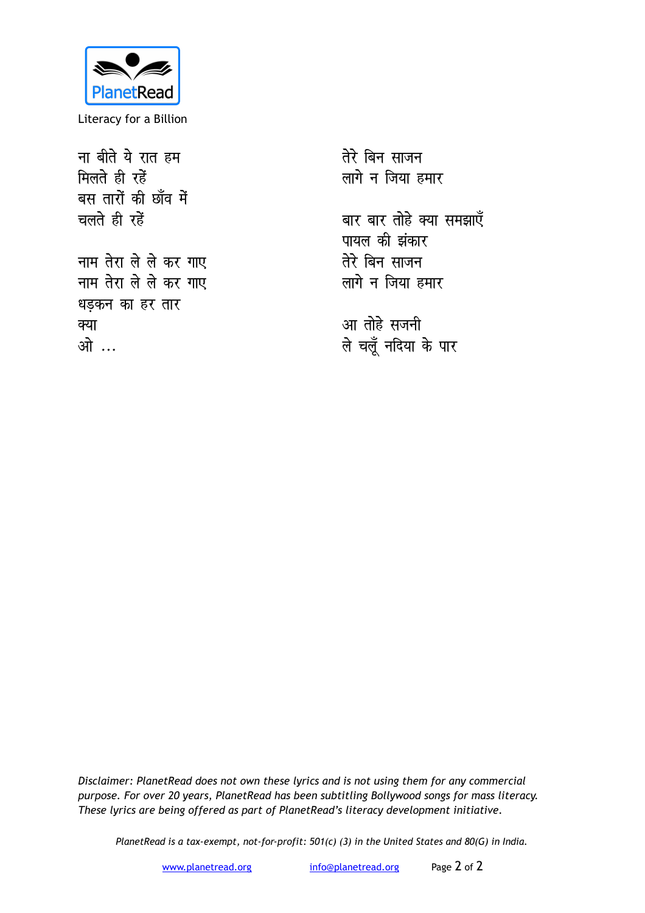Literacy for a Billion

ना बीते ये रात हम
मिलते ही रहें
बस तारों की छाँव में
चलते ही रहें

नाम तेरा ले ले कर गाए
नाम तेरा ले ले कर गाए
धड़कन का हर तार
क्या
ओ ...

तेरे बिन साजन
लागे न जिया हमार

बार बार तोहे क्या समझाएँ
पायल की झंकार
तेरे बिन साजन
लागे न जिया हमार

आ तोहे सजनी
ले चलूँ नदिया के पार

*Disclaimer: PlanetRead does not own these lyrics and is not using them for any commercial purpose. For over 20 years, PlanetRead has been subtitling Bollywood songs for mass literacy. These lyrics are being offered as part of PlanetRead's literacy development initiative.*

*PlanetRead is a tax-exempt, not-for-profit: 501(c) (3) in the United States and 80(G) in India.*

www.planetread.org    info@planetread.org